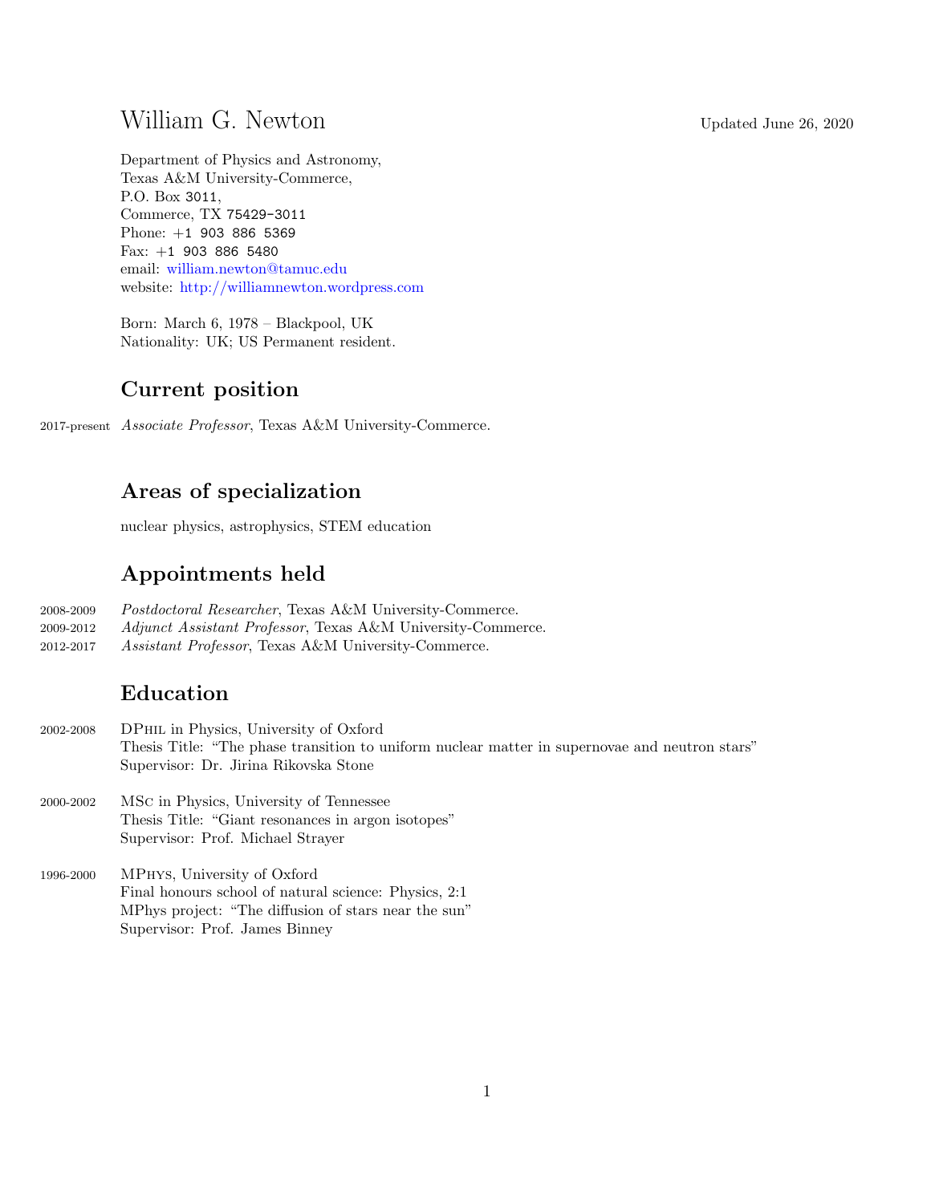# William G. Newton

Updated June 26, 2020

Department of Physics and Astronomy,
Texas A&M University-Commerce,
P.O. Box 3011,
Commerce, TX 75429-3011
Phone: +1 903 886 5369
Fax: +1 903 886 5480
email: william.newton@tamuc.edu
website: http://williamnewton.wordpress.com

Born: March 6, 1978 – Blackpool, UK
Nationality: UK; US Permanent resident.

## Current position

2017-present *Associate Professor*, Texas A&M University-Commerce.

## Areas of specialization

nuclear physics, astrophysics, STEM education

## Appointments held

2008-2009 *Postdoctoral Researcher*, Texas A&M University-Commerce.
2009-2012 *Adjunct Assistant Professor*, Texas A&M University-Commerce.
2012-2017 *Assistant Professor*, Texas A&M University-Commerce.

## Education

2002-2008 DPhil in Physics, University of Oxford
Thesis Title: "The phase transition to uniform nuclear matter in supernovae and neutron stars"
Supervisor: Dr. Jirina Rikovska Stone

2000-2002 MSc in Physics, University of Tennessee
Thesis Title: "Giant resonances in argon isotopes"
Supervisor: Prof. Michael Strayer

1996-2000 MPhys, University of Oxford
Final honours school of natural science: Physics, 2:1
MPhys project: "The diffusion of stars near the sun"
Supervisor: Prof. James Binney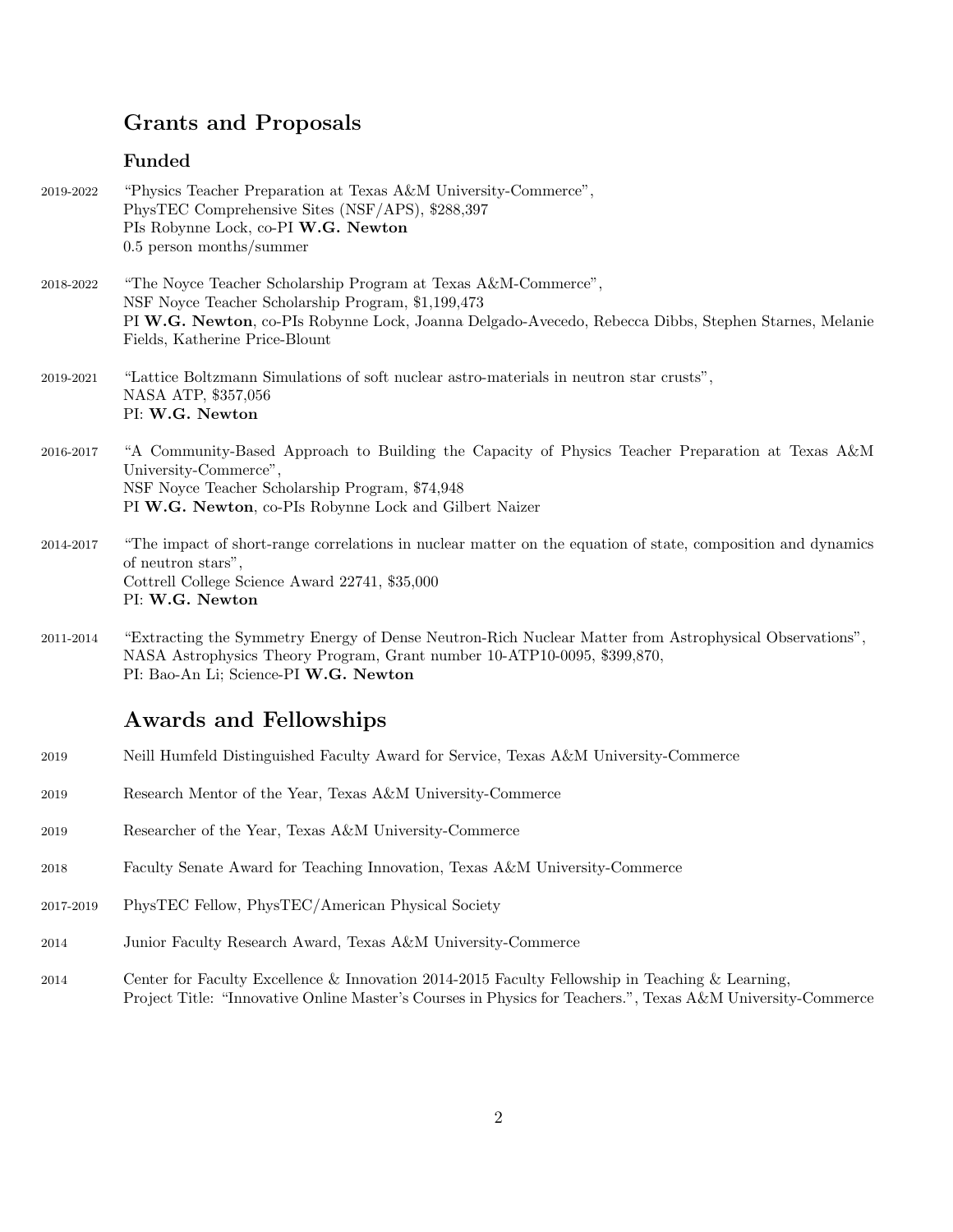## Grants and Proposals

### Funded

2019-2022 "Physics Teacher Preparation at Texas A&M University-Commerce",
PhysTEC Comprehensive Sites (NSF/APS), $288,397
PIs Robynne Lock, co-PI **W.G. Newton**
0.5 person months/summer

2018-2022 "The Noyce Teacher Scholarship Program at Texas A&M-Commerce",
NSF Noyce Teacher Scholarship Program, $1,199,473
PI **W.G. Newton**, co-PIs Robynne Lock, Joanna Delgado-Avecedo, Rebecca Dibbs, Stephen Starnes, Melanie Fields, Katherine Price-Blount

2019-2021 "Lattice Boltzmann Simulations of soft nuclear astro-materials in neutron star crusts",
NASA ATP, $357,056
PI: **W.G. Newton**

2016-2017 "A Community-Based Approach to Building the Capacity of Physics Teacher Preparation at Texas A&M University-Commerce",
NSF Noyce Teacher Scholarship Program, $74,948
PI **W.G. Newton**, co-PIs Robynne Lock and Gilbert Naizer

2014-2017 "The impact of short-range correlations in nuclear matter on the equation of state, composition and dynamics of neutron stars",
Cottrell College Science Award 22741, $35,000
PI: **W.G. Newton**

2011-2014 "Extracting the Symmetry Energy of Dense Neutron-Rich Nuclear Matter from Astrophysical Observations",
NASA Astrophysics Theory Program, Grant number 10-ATP10-0095, $399,870,
PI: Bao-An Li; Science-PI **W.G. Newton**

## Awards and Fellowships

2019 Neill Humfeld Distinguished Faculty Award for Service, Texas A&M University-Commerce

2019 Research Mentor of the Year, Texas A&M University-Commerce

2019 Researcher of the Year, Texas A&M University-Commerce

2018 Faculty Senate Award for Teaching Innovation, Texas A&M University-Commerce

2017-2019 PhysTEC Fellow, PhysTEC/American Physical Society

2014 Junior Faculty Research Award, Texas A&M University-Commerce

2014 Center for Faculty Excellence & Innovation 2014-2015 Faculty Fellowship in Teaching & Learning,
Project Title: "Innovative Online Master's Courses in Physics for Teachers.", Texas A&M University-Commerce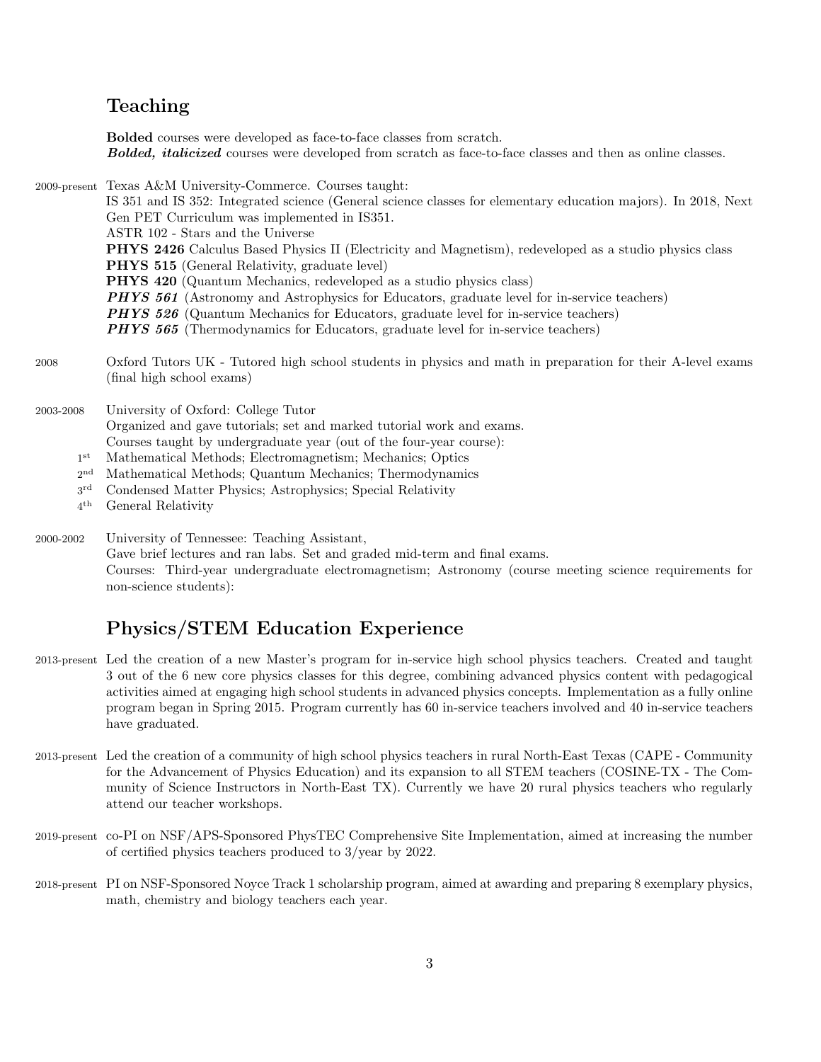## Teaching

**Bolded** courses were developed as face-to-face classes from scratch.
***Bolded, italicized*** courses were developed from scratch as face-to-face classes and then as online classes.

2009-present Texas A&M University-Commerce. Courses taught:
IS 351 and IS 352: Integrated science (General science classes for elementary education majors). In 2018, Next Gen PET Curriculum was implemented in IS351.
ASTR 102 - Stars and the Universe
**PHYS 2426** Calculus Based Physics II (Electricity and Magnetism), redeveloped as a studio physics class
**PHYS 515** (General Relativity, graduate level)
**PHYS 420** (Quantum Mechanics, redeveloped as a studio physics class)
***PHYS 561*** (Astronomy and Astrophysics for Educators, graduate level for in-service teachers)
***PHYS 526*** (Quantum Mechanics for Educators, graduate level for in-service teachers)
***PHYS 565*** (Thermodynamics for Educators, graduate level for in-service teachers)

2008 Oxford Tutors UK - Tutored high school students in physics and math in preparation for their A-level exams (final high school exams)

2003-2008 University of Oxford: College Tutor
Organized and gave tutorials; set and marked tutorial work and exams.
Courses taught by undergraduate year (out of the four-year course):
- 1st Mathematical Methods; Electromagnetism; Mechanics; Optics
- 2nd Mathematical Methods; Quantum Mechanics; Thermodynamics
- 3rd Condensed Matter Physics; Astrophysics; Special Relativity
- 4th General Relativity

2000-2002 University of Tennessee: Teaching Assistant,
Gave brief lectures and ran labs. Set and graded mid-term and final exams.
Courses: Third-year undergraduate electromagnetism; Astronomy (course meeting science requirements for non-science students):

## Physics/STEM Education Experience

2013-present Led the creation of a new Master's program for in-service high school physics teachers. Created and taught 3 out of the 6 new core physics classes for this degree, combining advanced physics content with pedagogical activities aimed at engaging high school students in advanced physics concepts. Implementation as a fully online program began in Spring 2015. Program currently has 60 in-service teachers involved and 40 in-service teachers have graduated.

2013-present Led the creation of a community of high school physics teachers in rural North-East Texas (CAPE - Community for the Advancement of Physics Education) and its expansion to all STEM teachers (COSINE-TX - The Community of Science Instructors in North-East TX). Currently we have 20 rural physics teachers who regularly attend our teacher workshops.

2019-present co-PI on NSF/APS-Sponsored PhysTEC Comprehensive Site Implementation, aimed at increasing the number of certified physics teachers produced to 3/year by 2022.

2018-present PI on NSF-Sponsored Noyce Track 1 scholarship program, aimed at awarding and preparing 8 exemplary physics, math, chemistry and biology teachers each year.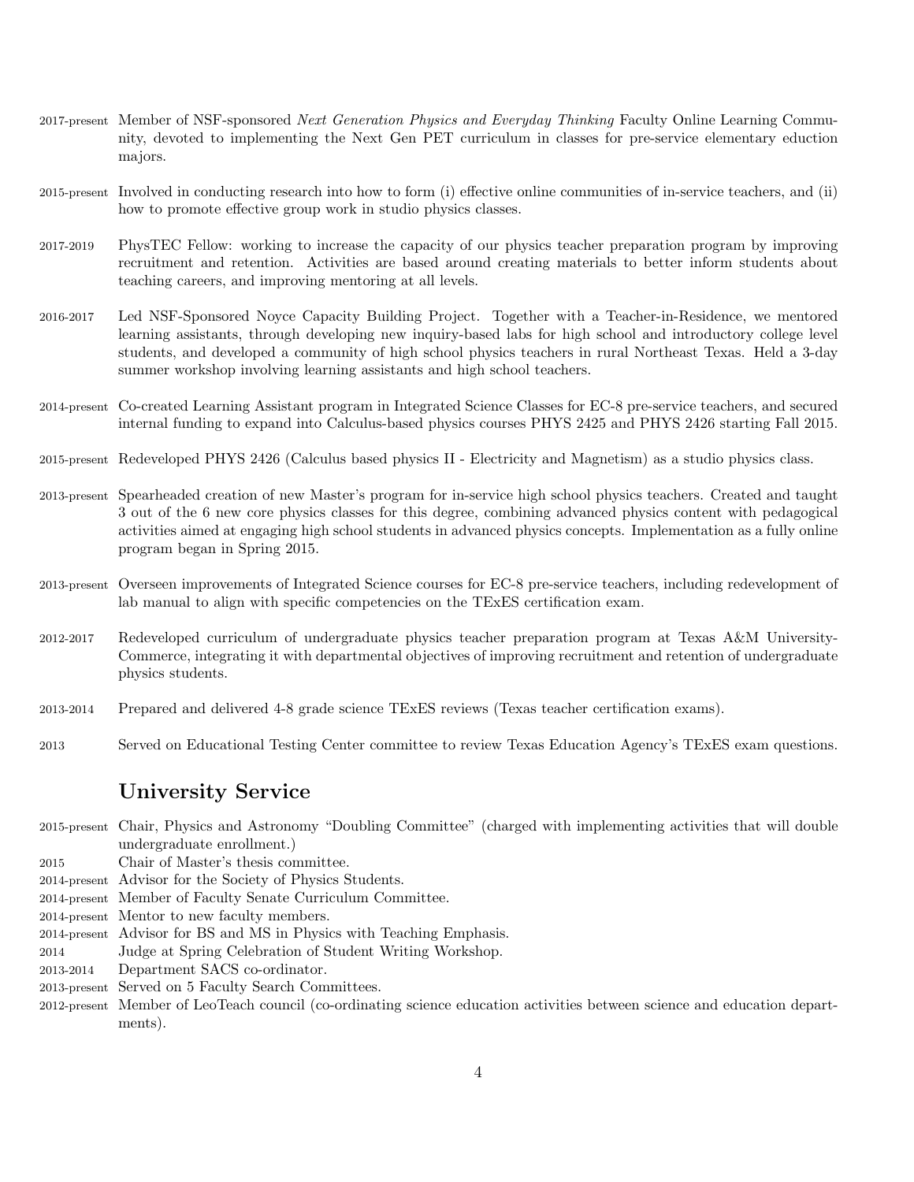2017-present Member of NSF-sponsored *Next Generation Physics and Everyday Thinking* Faculty Online Learning Community, devoted to implementing the Next Gen PET curriculum in classes for pre-service elementary eduction majors.

2015-present Involved in conducting research into how to form (i) effective online communities of in-service teachers, and (ii) how to promote effective group work in studio physics classes.

2017-2019 PhysTEC Fellow: working to increase the capacity of our physics teacher preparation program by improving recruitment and retention. Activities are based around creating materials to better inform students about teaching careers, and improving mentoring at all levels.

2016-2017 Led NSF-Sponsored Noyce Capacity Building Project. Together with a Teacher-in-Residence, we mentored learning assistants, through developing new inquiry-based labs for high school and introductory college level students, and developed a community of high school physics teachers in rural Northeast Texas. Held a 3-day summer workshop involving learning assistants and high school teachers.

2014-present Co-created Learning Assistant program in Integrated Science Classes for EC-8 pre-service teachers, and secured internal funding to expand into Calculus-based physics courses PHYS 2425 and PHYS 2426 starting Fall 2015.

2015-present Redeveloped PHYS 2426 (Calculus based physics II - Electricity and Magnetism) as a studio physics class.

2013-present Spearheaded creation of new Master's program for in-service high school physics teachers. Created and taught 3 out of the 6 new core physics classes for this degree, combining advanced physics content with pedagogical activities aimed at engaging high school students in advanced physics concepts. Implementation as a fully online program began in Spring 2015.

2013-present Overseen improvements of Integrated Science courses for EC-8 pre-service teachers, including redevelopment of lab manual to align with specific competencies on the TExES certification exam.

2012-2017 Redeveloped curriculum of undergraduate physics teacher preparation program at Texas A&M University-Commerce, integrating it with departmental objectives of improving recruitment and retention of undergraduate physics students.

2013-2014 Prepared and delivered 4-8 grade science TExES reviews (Texas teacher certification exams).

2013 Served on Educational Testing Center committee to review Texas Education Agency's TExES exam questions.

## University Service

2015-present Chair, Physics and Astronomy "Doubling Committee" (charged with implementing activities that will double undergraduate enrollment.)
2015 Chair of Master's thesis committee.
2014-present Advisor for the Society of Physics Students.
2014-present Member of Faculty Senate Curriculum Committee.
2014-present Mentor to new faculty members.
2014-present Advisor for BS and MS in Physics with Teaching Emphasis.
2014 Judge at Spring Celebration of Student Writing Workshop.
2013-2014 Department SACS co-ordinator.
2013-present Served on 5 Faculty Search Committees.
2012-present Member of LeoTeach council (co-ordinating science education activities between science and education departments).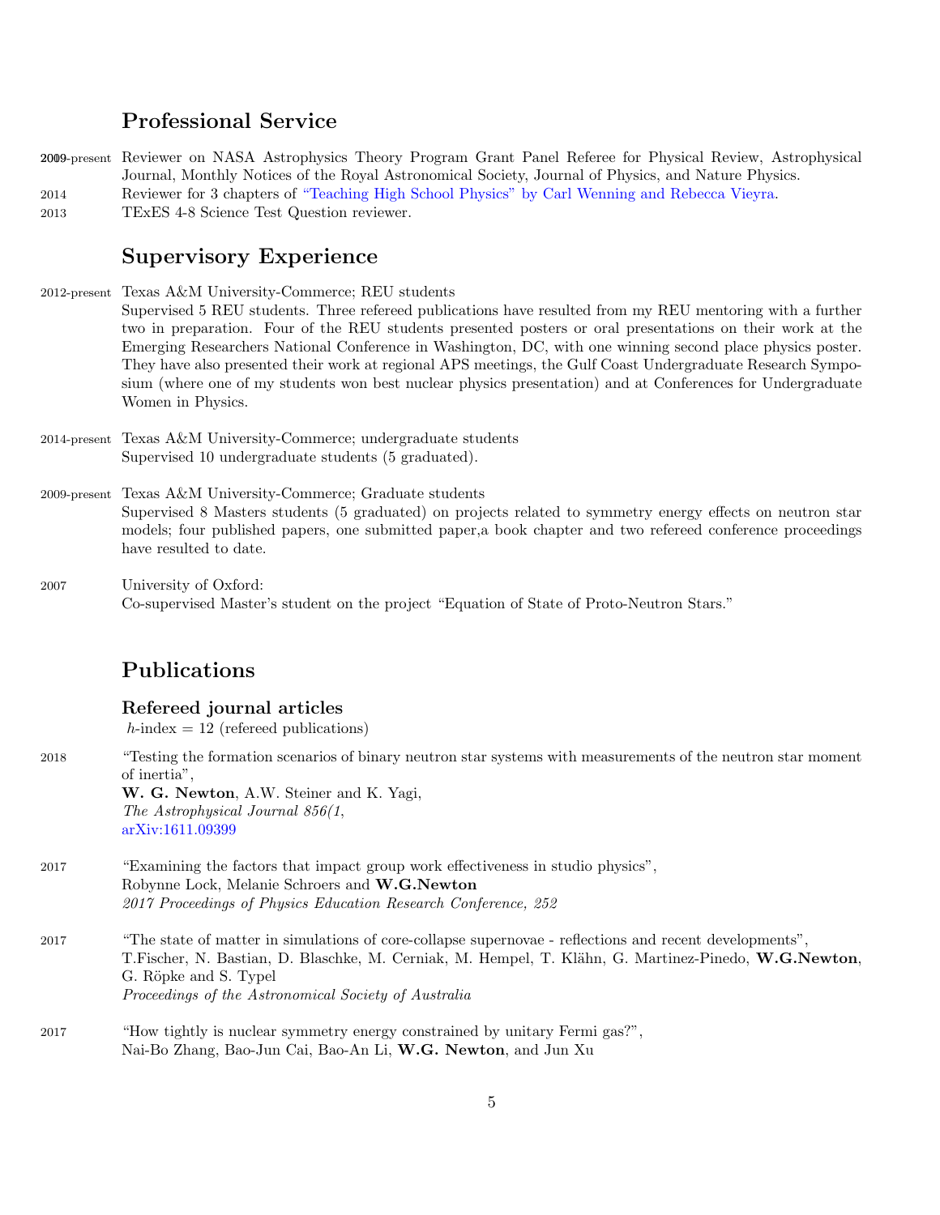## Professional Service

2009-present Reviewer on NASA Astrophysics Theory Program Grant Panel Referee for Physical Review, Astrophysical Journal, Monthly Notices of the Royal Astronomical Society, Journal of Physics, and Nature Physics.

2014 Reviewer for 3 chapters of "Teaching High School Physics" by Carl Wenning and Rebecca Vieyra.

2013 TExES 4-8 Science Test Question reviewer.

## Supervisory Experience

2012-present Texas A&M University-Commerce; REU students
Supervised 5 REU students. Three refereed publications have resulted from my REU mentoring with a further two in preparation. Four of the REU students presented posters or oral presentations on their work at the Emerging Researchers National Conference in Washington, DC, with one winning second place physics poster. They have also presented their work at regional APS meetings, the Gulf Coast Undergraduate Research Symposium (where one of my students won best nuclear physics presentation) and at Conferences for Undergraduate Women in Physics.

2014-present Texas A&M University-Commerce; undergraduate students
Supervised 10 undergraduate students (5 graduated).

2009-present Texas A&M University-Commerce; Graduate students
Supervised 8 Masters students (5 graduated) on projects related to symmetry energy effects on neutron star models; four published papers, one submitted paper,a book chapter and two refereed conference proceedings have resulted to date.

2007 University of Oxford:
Co-supervised Master's student on the project "Equation of State of Proto-Neutron Stars."

## Publications

### Refereed journal articles

$h$-index = 12 (refereed publications)

2018 "Testing the formation scenarios of binary neutron star systems with measurements of the neutron star moment of inertia",
**W. G. Newton**, A.W. Steiner and K. Yagi,
*The Astrophysical Journal 856(1*,
arXiv:1611.09399

2017 "Examining the factors that impact group work effectiveness in studio physics",
Robynne Lock, Melanie Schroers and **W.G.Newton**
*2017 Proceedings of Physics Education Research Conference, 252*

2017 "The state of matter in simulations of core-collapse supernovae - reflections and recent developments",
T.Fischer, N. Bastian, D. Blaschke, M. Cerniak, M. Hempel, T. Klähn, G. Martinez-Pinedo, **W.G.Newton**, G. Röpke and S. Typel
*Proceedings of the Astronomical Society of Australia*

2017 "How tightly is nuclear symmetry energy constrained by unitary Fermi gas?",
Nai-Bo Zhang, Bao-Jun Cai, Bao-An Li, **W.G. Newton**, and Jun Xu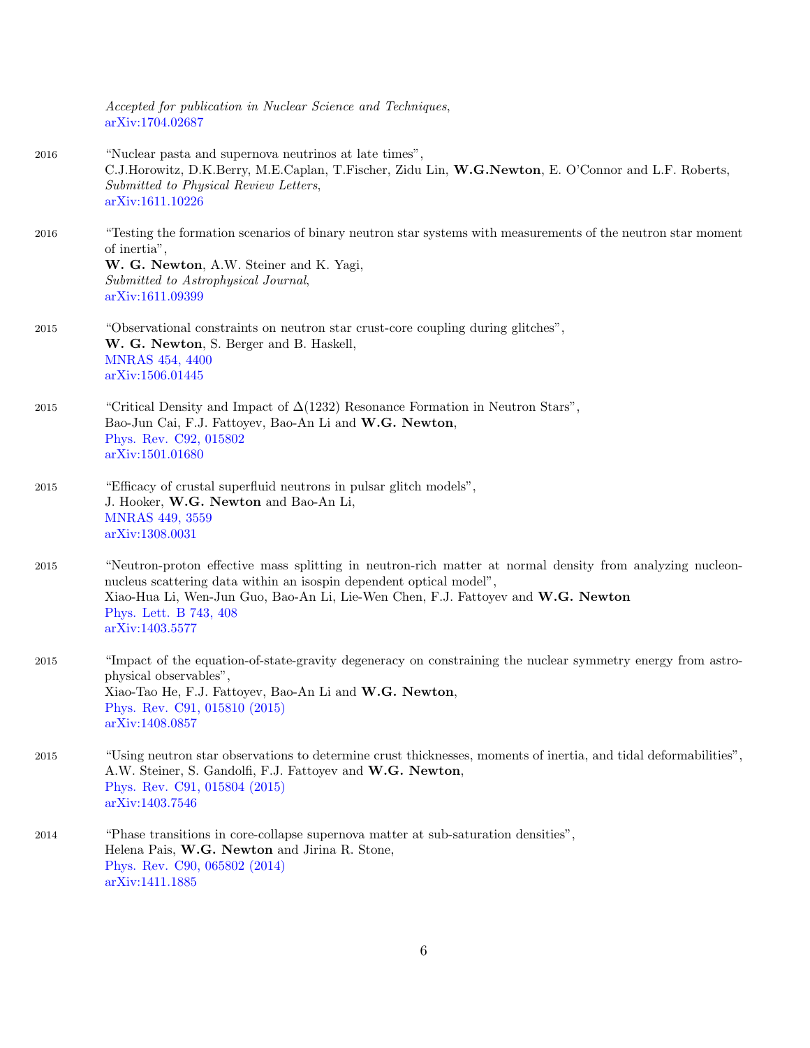*Accepted for publication in Nuclear Science and Techniques*,
arXiv:1704.02687

2016 "Nuclear pasta and supernova neutrinos at late times",
C.J.Horowitz, D.K.Berry, M.E.Caplan, T.Fischer, Zidu Lin, **W.G.Newton**, E. O'Connor and L.F. Roberts,
*Submitted to Physical Review Letters*,
arXiv:1611.10226

2016 "Testing the formation scenarios of binary neutron star systems with measurements of the neutron star moment of inertia",
**W. G. Newton**, A.W. Steiner and K. Yagi,
*Submitted to Astrophysical Journal*,
arXiv:1611.09399

2015 "Observational constraints on neutron star crust-core coupling during glitches",
**W. G. Newton**, S. Berger and B. Haskell,
MNRAS 454, 4400
arXiv:1506.01445

2015 "Critical Density and Impact of $\Delta(1232)$ Resonance Formation in Neutron Stars",
Bao-Jun Cai, F.J. Fattoyev, Bao-An Li and **W.G. Newton**,
Phys. Rev. C92, 015802
arXiv:1501.01680

2015 "Efficacy of crustal superfluid neutrons in pulsar glitch models",
J. Hooker, **W.G. Newton** and Bao-An Li,
MNRAS 449, 3559
arXiv:1308.0031

2015 "Neutron-proton effective mass splitting in neutron-rich matter at normal density from analyzing nucleon-nucleus scattering data within an isospin dependent optical model",
Xiao-Hua Li, Wen-Jun Guo, Bao-An Li, Lie-Wen Chen, F.J. Fattoyev and **W.G. Newton**
Phys. Lett. B 743, 408
arXiv:1403.5577

2015 "Impact of the equation-of-state-gravity degeneracy on constraining the nuclear symmetry energy from astrophysical observables",
Xiao-Tao He, F.J. Fattoyev, Bao-An Li and **W.G. Newton**,
Phys. Rev. C91, 015810 (2015)
arXiv:1408.0857

2015 "Using neutron star observations to determine crust thicknesses, moments of inertia, and tidal deformabilities",
A.W. Steiner, S. Gandolfi, F.J. Fattoyev and **W.G. Newton**,
Phys. Rev. C91, 015804 (2015)
arXiv:1403.7546

2014 "Phase transitions in core-collapse supernova matter at sub-saturation densities",
Helena Pais, **W.G. Newton** and Jirina R. Stone,
Phys. Rev. C90, 065802 (2014)
arXiv:1411.1885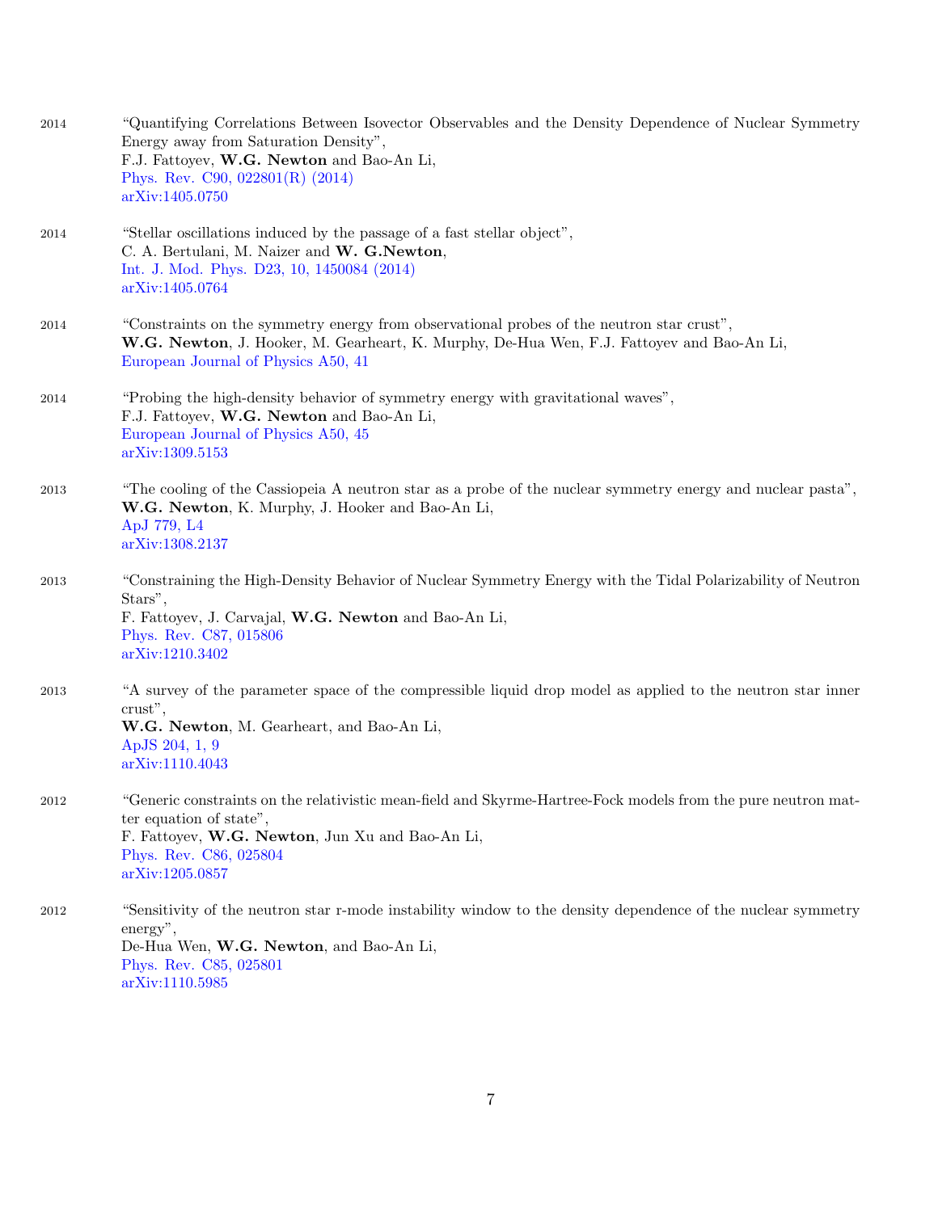2014 "Quantifying Correlations Between Isovector Observables and the Density Dependence of Nuclear Symmetry Energy away from Saturation Density",
F.J. Fattoyev, **W.G. Newton** and Bao-An Li,
Phys. Rev. C90, 022801(R) (2014)
arXiv:1405.0750

2014 "Stellar oscillations induced by the passage of a fast stellar object",
C. A. Bertulani, M. Naizer and **W. G.Newton**,
Int. J. Mod. Phys. D23, 10, 1450084 (2014)
arXiv:1405.0764

2014 "Constraints on the symmetry energy from observational probes of the neutron star crust",
**W.G. Newton**, J. Hooker, M. Gearheart, K. Murphy, De-Hua Wen, F.J. Fattoyev and Bao-An Li,
European Journal of Physics A50, 41

2014 "Probing the high-density behavior of symmetry energy with gravitational waves",
F.J. Fattoyev, **W.G. Newton** and Bao-An Li,
European Journal of Physics A50, 45
arXiv:1309.5153

2013 "The cooling of the Cassiopeia A neutron star as a probe of the nuclear symmetry energy and nuclear pasta",
**W.G. Newton**, K. Murphy, J. Hooker and Bao-An Li,
ApJ 779, L4
arXiv:1308.2137

2013 "Constraining the High-Density Behavior of Nuclear Symmetry Energy with the Tidal Polarizability of Neutron Stars",
F. Fattoyev, J. Carvajal, **W.G. Newton** and Bao-An Li,
Phys. Rev. C87, 015806
arXiv:1210.3402

2013 "A survey of the parameter space of the compressible liquid drop model as applied to the neutron star inner crust",
**W.G. Newton**, M. Gearheart, and Bao-An Li,
ApJS 204, 1, 9
arXiv:1110.4043

2012 "Generic constraints on the relativistic mean-field and Skyrme-Hartree-Fock models from the pure neutron matter equation of state",
F. Fattoyev, **W.G. Newton**, Jun Xu and Bao-An Li,
Phys. Rev. C86, 025804
arXiv:1205.0857

2012 "Sensitivity of the neutron star r-mode instability window to the density dependence of the nuclear symmetry energy",
De-Hua Wen, **W.G. Newton**, and Bao-An Li,
Phys. Rev. C85, 025801
arXiv:1110.5985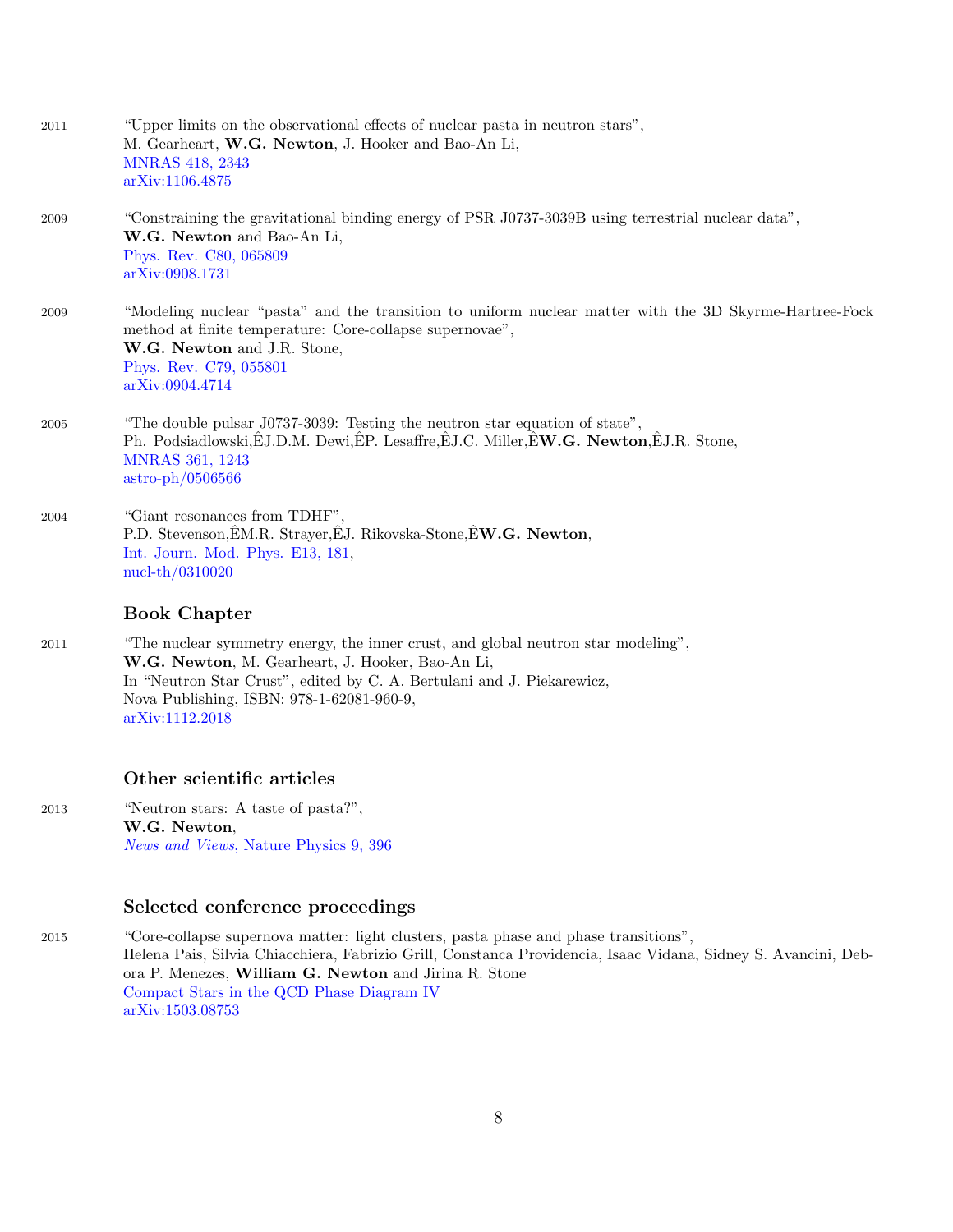2011 "Upper limits on the observational effects of nuclear pasta in neutron stars",
M. Gearheart, **W.G. Newton**, J. Hooker and Bao-An Li,
MNRAS 418, 2343
arXiv:1106.4875

2009 "Constraining the gravitational binding energy of PSR J0737-3039B using terrestrial nuclear data",
**W.G. Newton** and Bao-An Li,
Phys. Rev. C80, 065809
arXiv:0908.1731

2009 "Modeling nuclear "pasta" and the transition to uniform nuclear matter with the 3D Skyrme-Hartree-Fock method at finite temperature: Core-collapse supernovae",
**W.G. Newton** and J.R. Stone,
Phys. Rev. C79, 055801
arXiv:0904.4714

2005 "The double pulsar J0737-3039: Testing the neutron star equation of state",
Ph. Podsiadlowski,ÊJ.D.M. Dewi,ÊP. Lesaffre,ÊJ.C. Miller,Ê**W.G. Newton**,ÊJ.R. Stone,
MNRAS 361, 1243
astro-ph/0506566

2004 "Giant resonances from TDHF",
P.D. Stevenson,ÊM.R. Strayer,ÊJ. Rikovska-Stone,Ê**W.G. Newton**,
Int. Journ. Mod. Phys. E13, 181,
nucl-th/0310020

## Book Chapter

2011 "The nuclear symmetry energy, the inner crust, and global neutron star modeling",
**W.G. Newton**, M. Gearheart, J. Hooker, Bao-An Li,
In "Neutron Star Crust", edited by C. A. Bertulani and J. Piekarewicz,
Nova Publishing, ISBN: 978-1-62081-960-9,
arXiv:1112.2018

## Other scientific articles

2013 "Neutron stars: A taste of pasta?",
**W.G. Newton**,
*News and Views*, Nature Physics 9, 396

## Selected conference proceedings

2015 "Core-collapse supernova matter: light clusters, pasta phase and phase transitions",
Helena Pais, Silvia Chiacchiera, Fabrizio Grill, Constanca Providencia, Isaac Vidana, Sidney S. Avancini, Debora P. Menezes, **William G. Newton** and Jirina R. Stone
Compact Stars in the QCD Phase Diagram IV
arXiv:1503.08753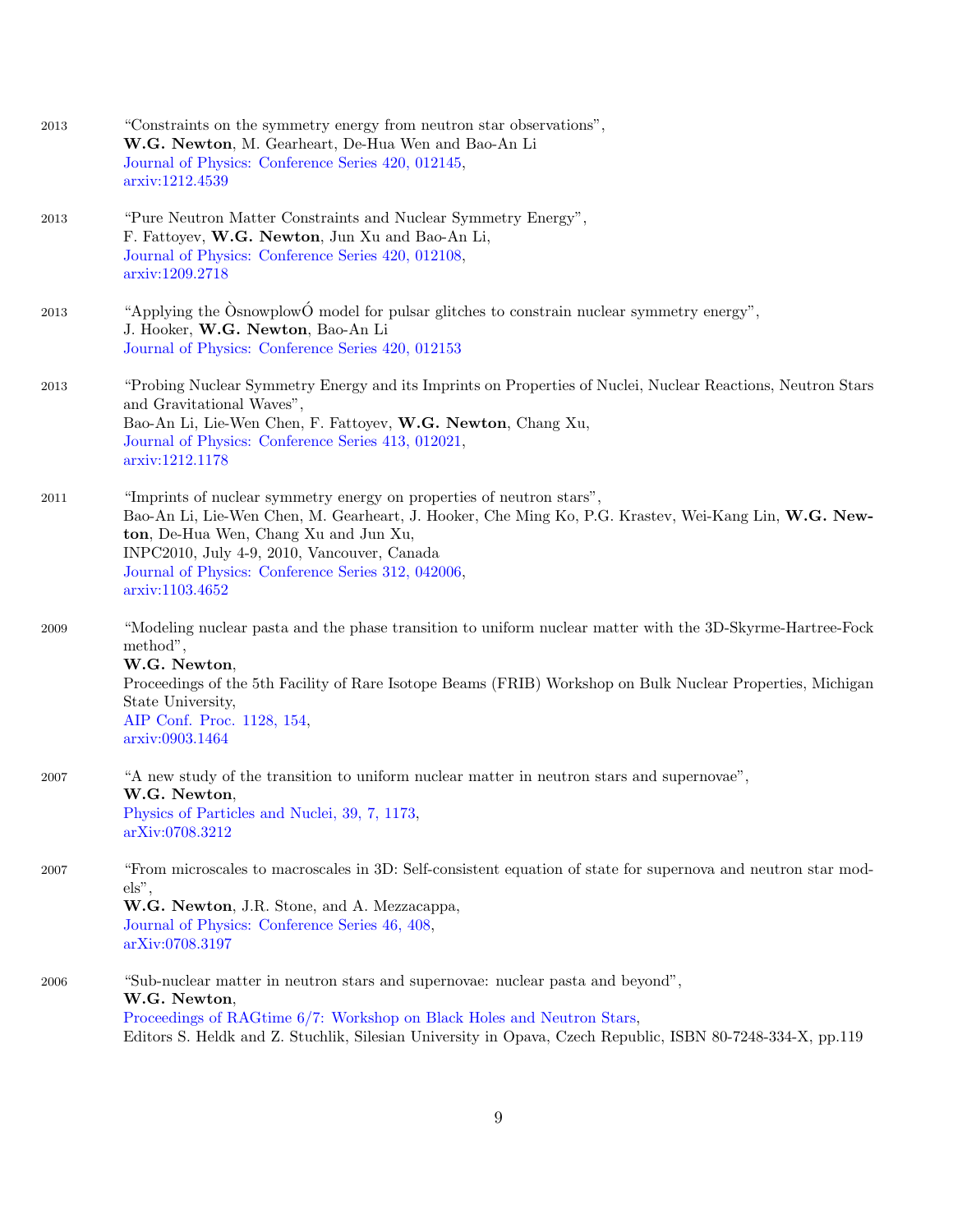2013 "Constraints on the symmetry energy from neutron star observations",
**W.G. Newton**, M. Gearheart, De-Hua Wen and Bao-An Li
Journal of Physics: Conference Series 420, 012145,
arxiv:1212.4539

2013 "Pure Neutron Matter Constraints and Nuclear Symmetry Energy",
F. Fattoyev, **W.G. Newton**, Jun Xu and Bao-An Li,
Journal of Physics: Conference Series 420, 012108,
arxiv:1209.2718

2013 "Applying the ÒsnowplowÓ model for pulsar glitches to constrain nuclear symmetry energy",
J. Hooker, **W.G. Newton**, Bao-An Li
Journal of Physics: Conference Series 420, 012153

2013 "Probing Nuclear Symmetry Energy and its Imprints on Properties of Nuclei, Nuclear Reactions, Neutron Stars and Gravitational Waves",
Bao-An Li, Lie-Wen Chen, F. Fattoyev, **W.G. Newton**, Chang Xu,
Journal of Physics: Conference Series 413, 012021,
arxiv:1212.1178

2011 "Imprints of nuclear symmetry energy on properties of neutron stars",
Bao-An Li, Lie-Wen Chen, M. Gearheart, J. Hooker, Che Ming Ko, P.G. Krastev, Wei-Kang Lin, **W.G. Newton**, De-Hua Wen, Chang Xu and Jun Xu,
INPC2010, July 4-9, 2010, Vancouver, Canada
Journal of Physics: Conference Series 312, 042006,
arxiv:1103.4652

2009 "Modeling nuclear pasta and the phase transition to uniform nuclear matter with the 3D-Skyrme-Hartree-Fock method",
**W.G. Newton**,
Proceedings of the 5th Facility of Rare Isotope Beams (FRIB) Workshop on Bulk Nuclear Properties, Michigan State University,
AIP Conf. Proc. 1128, 154,
arxiv:0903.1464

2007 "A new study of the transition to uniform nuclear matter in neutron stars and supernovae",
**W.G. Newton**,
Physics of Particles and Nuclei, 39, 7, 1173,
arXiv:0708.3212

2007 "From microscales to macroscales in 3D: Self-consistent equation of state for supernova and neutron star models",
**W.G. Newton**, J.R. Stone, and A. Mezzacappa,
Journal of Physics: Conference Series 46, 408,
arXiv:0708.3197

2006 "Sub-nuclear matter in neutron stars and supernovae: nuclear pasta and beyond",
**W.G. Newton**,
Proceedings of RAGtime 6/7: Workshop on Black Holes and Neutron Stars,
Editors S. Heldk and Z. Stuchlik, Silesian University in Opava, Czech Republic, ISBN 80-7248-334-X, pp.119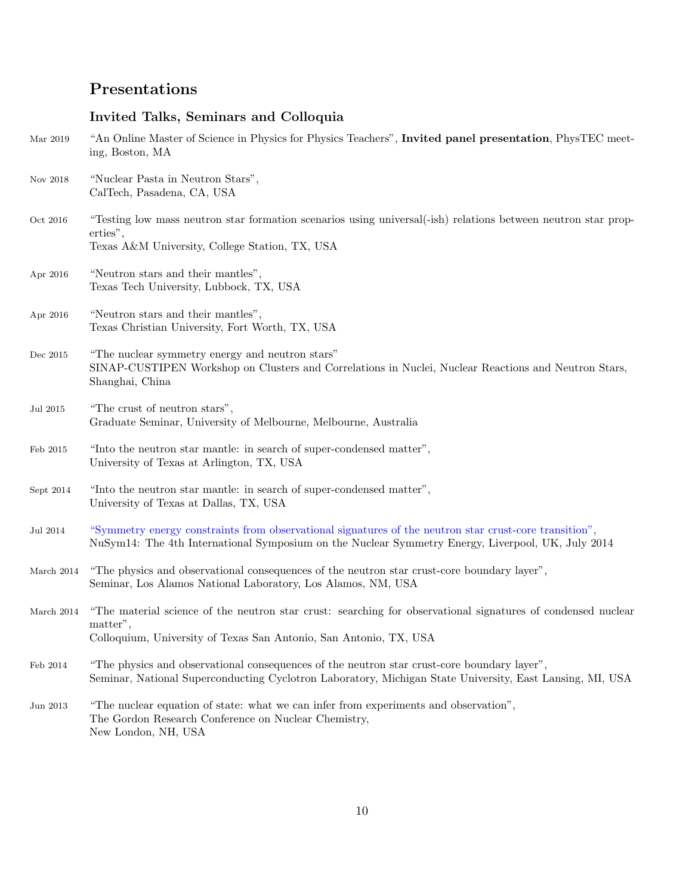## Presentations

### Invited Talks, Seminars and Colloquia

Mar 2019 "An Online Master of Science in Physics for Physics Teachers", **Invited panel presentation**, PhysTEC meeting, Boston, MA

Nov 2018 "Nuclear Pasta in Neutron Stars",
CalTech, Pasadena, CA, USA

Oct 2016 "Testing low mass neutron star formation scenarios using universal(-ish) relations between neutron star properties",
Texas A&M University, College Station, TX, USA

Apr 2016 "Neutron stars and their mantles",
Texas Tech University, Lubbock, TX, USA

Apr 2016 "Neutron stars and their mantles",
Texas Christian University, Fort Worth, TX, USA

Dec 2015 "The nuclear symmetry energy and neutron stars"
SINAP-CUSTIPEN Workshop on Clusters and Correlations in Nuclei, Nuclear Reactions and Neutron Stars, Shanghai, China

Jul 2015 "The crust of neutron stars",
Graduate Seminar, University of Melbourne, Melbourne, Australia

Feb 2015 "Into the neutron star mantle: in search of super-condensed matter",
University of Texas at Arlington, TX, USA

Sept 2014 "Into the neutron star mantle: in search of super-condensed matter",
University of Texas at Dallas, TX, USA

Jul 2014 "Symmetry energy constraints from observational signatures of the neutron star crust-core transition",
NuSym14: The 4th International Symposium on the Nuclear Symmetry Energy, Liverpool, UK, July 2014

March 2014 "The physics and observational consequences of the neutron star crust-core boundary layer",
Seminar, Los Alamos National Laboratory, Los Alamos, NM, USA

March 2014 "The material science of the neutron star crust: searching for observational signatures of condensed nuclear matter",
Colloquium, University of Texas San Antonio, San Antonio, TX, USA

Feb 2014 "The physics and observational consequences of the neutron star crust-core boundary layer",
Seminar, National Superconducting Cyclotron Laboratory, Michigan State University, East Lansing, MI, USA

Jun 2013 "The nuclear equation of state: what we can infer from experiments and observation",
The Gordon Research Conference on Nuclear Chemistry,
New London, NH, USA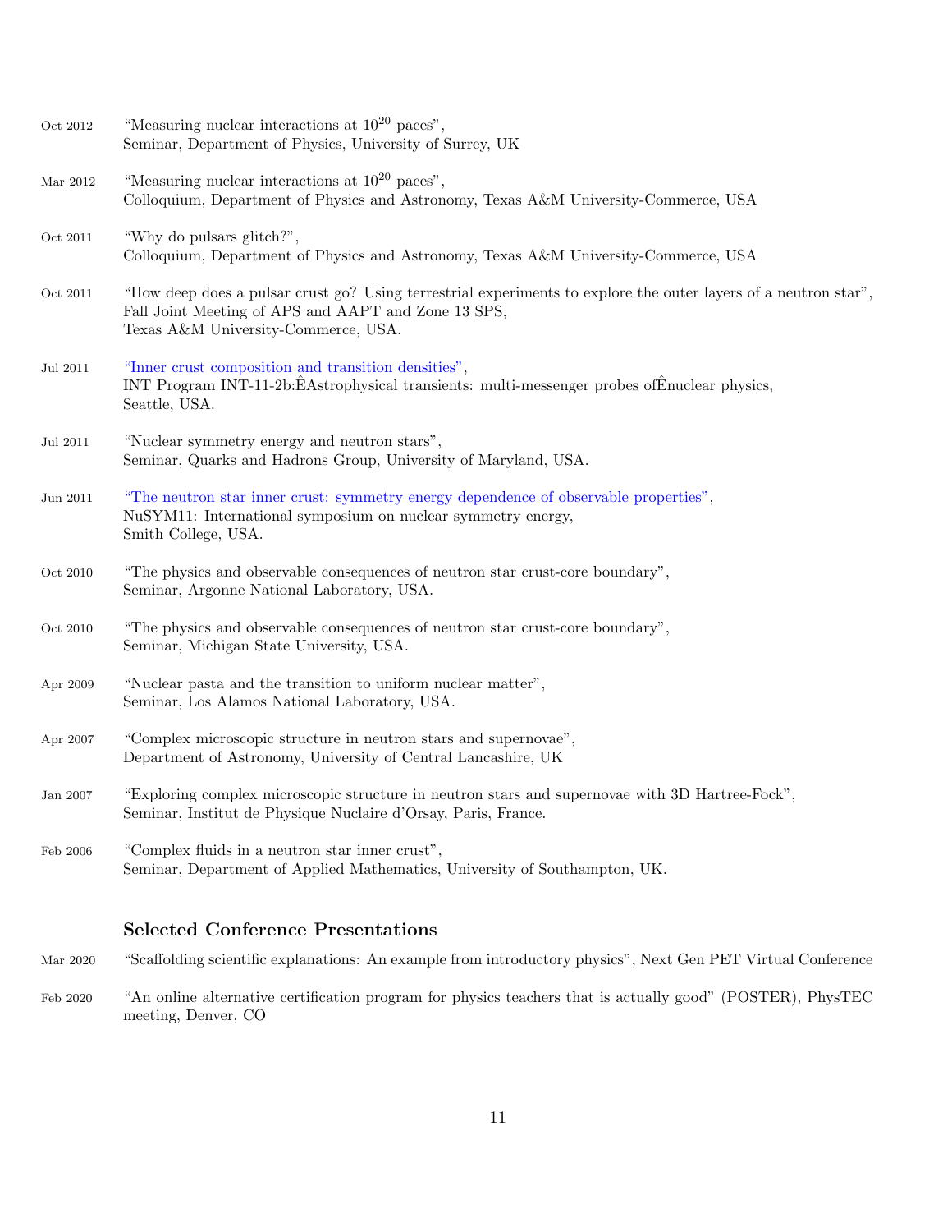Oct 2012 "Measuring nuclear interactions at $10^{20}$ paces",
Seminar, Department of Physics, University of Surrey, UK

Mar 2012 "Measuring nuclear interactions at $10^{20}$ paces",
Colloquium, Department of Physics and Astronomy, Texas A&M University-Commerce, USA

Oct 2011 "Why do pulsars glitch?",
Colloquium, Department of Physics and Astronomy, Texas A&M University-Commerce, USA

Oct 2011 "How deep does a pulsar crust go? Using terrestrial experiments to explore the outer layers of a neutron star",
Fall Joint Meeting of APS and AAPT and Zone 13 SPS,
Texas A&M University-Commerce, USA.

Jul 2011 "Inner crust composition and transition densities",
INT Program INT-11-2b:ÊAstrophysical transients: multi-messenger probes ofÊnuclear physics,
Seattle, USA.

Jul 2011 "Nuclear symmetry energy and neutron stars",
Seminar, Quarks and Hadrons Group, University of Maryland, USA.

Jun 2011 "The neutron star inner crust: symmetry energy dependence of observable properties",
NuSYM11: International symposium on nuclear symmetry energy,
Smith College, USA.

Oct 2010 "The physics and observable consequences of neutron star crust-core boundary",
Seminar, Argonne National Laboratory, USA.

Oct 2010 "The physics and observable consequences of neutron star crust-core boundary",
Seminar, Michigan State University, USA.

Apr 2009 "Nuclear pasta and the transition to uniform nuclear matter",
Seminar, Los Alamos National Laboratory, USA.

Apr 2007 "Complex microscopic structure in neutron stars and supernovae",
Department of Astronomy, University of Central Lancashire, UK

Jan 2007 "Exploring complex microscopic structure in neutron stars and supernovae with 3D Hartree-Fock",
Seminar, Institut de Physique Nuclaire d'Orsay, Paris, France.

Feb 2006 "Complex fluids in a neutron star inner crust",
Seminar, Department of Applied Mathematics, University of Southampton, UK.

## Selected Conference Presentations

Mar 2020 "Scaffolding scientific explanations: An example from introductory physics", Next Gen PET Virtual Conference

Feb 2020 "An online alternative certification program for physics teachers that is actually good" (POSTER), PhysTEC meeting, Denver, CO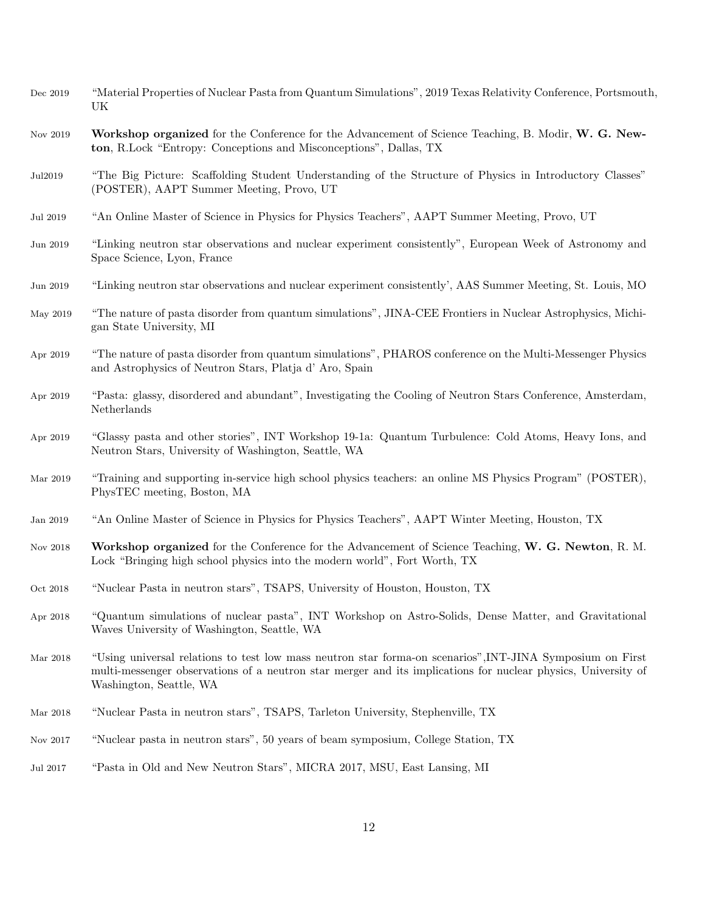Dec 2019 “Material Properties of Nuclear Pasta from Quantum Simulations”, 2019 Texas Relativity Conference, Portsmouth, UK

Nov 2019 **Workshop organized** for the Conference for the Advancement of Science Teaching, B. Modir, **W. G. Newton**, R.Lock “Entropy: Conceptions and Misconceptions”, Dallas, TX

Jul2019 “The Big Picture: Scaffolding Student Understanding of the Structure of Physics in Introductory Classes” (POSTER), AAPT Summer Meeting, Provo, UT

Jul 2019 “An Online Master of Science in Physics for Physics Teachers”, AAPT Summer Meeting, Provo, UT

Jun 2019 “Linking neutron star observations and nuclear experiment consistently”, European Week of Astronomy and Space Science, Lyon, France

Jun 2019 “Linking neutron star observations and nuclear experiment consistently’, AAS Summer Meeting, St. Louis, MO

May 2019 “The nature of pasta disorder from quantum simulations”, JINA-CEE Frontiers in Nuclear Astrophysics, Michigan State University, MI

Apr 2019 “The nature of pasta disorder from quantum simulations”, PHAROS conference on the Multi-Messenger Physics and Astrophysics of Neutron Stars, Platja d’ Aro, Spain

Apr 2019 “Pasta: glassy, disordered and abundant”, Investigating the Cooling of Neutron Stars Conference, Amsterdam, Netherlands

Apr 2019 “Glassy pasta and other stories”, INT Workshop 19-1a: Quantum Turbulence: Cold Atoms, Heavy Ions, and Neutron Stars, University of Washington, Seattle, WA

Mar 2019 “Training and supporting in-service high school physics teachers: an online MS Physics Program” (POSTER), PhysTEC meeting, Boston, MA

Jan 2019 “An Online Master of Science in Physics for Physics Teachers”, AAPT Winter Meeting, Houston, TX

Nov 2018 **Workshop organized** for the Conference for the Advancement of Science Teaching, **W. G. Newton**, R. M. Lock “Bringing high school physics into the modern world”, Fort Worth, TX

Oct 2018 “Nuclear Pasta in neutron stars”, TSAPS, University of Houston, Houston, TX

Apr 2018 “Quantum simulations of nuclear pasta”, INT Workshop on Astro-Solids, Dense Matter, and Gravitational Waves University of Washington, Seattle, WA

Mar 2018 “Using universal relations to test low mass neutron star forma-on scenarios”,INT-JINA Symposium on First multi-messenger observations of a neutron star merger and its implications for nuclear physics, University of Washington, Seattle, WA

Mar 2018 “Nuclear Pasta in neutron stars”, TSAPS, Tarleton University, Stephenville, TX

Nov 2017 “Nuclear pasta in neutron stars”, 50 years of beam symposium, College Station, TX

Jul 2017 “Pasta in Old and New Neutron Stars”, MICRA 2017, MSU, East Lansing, MI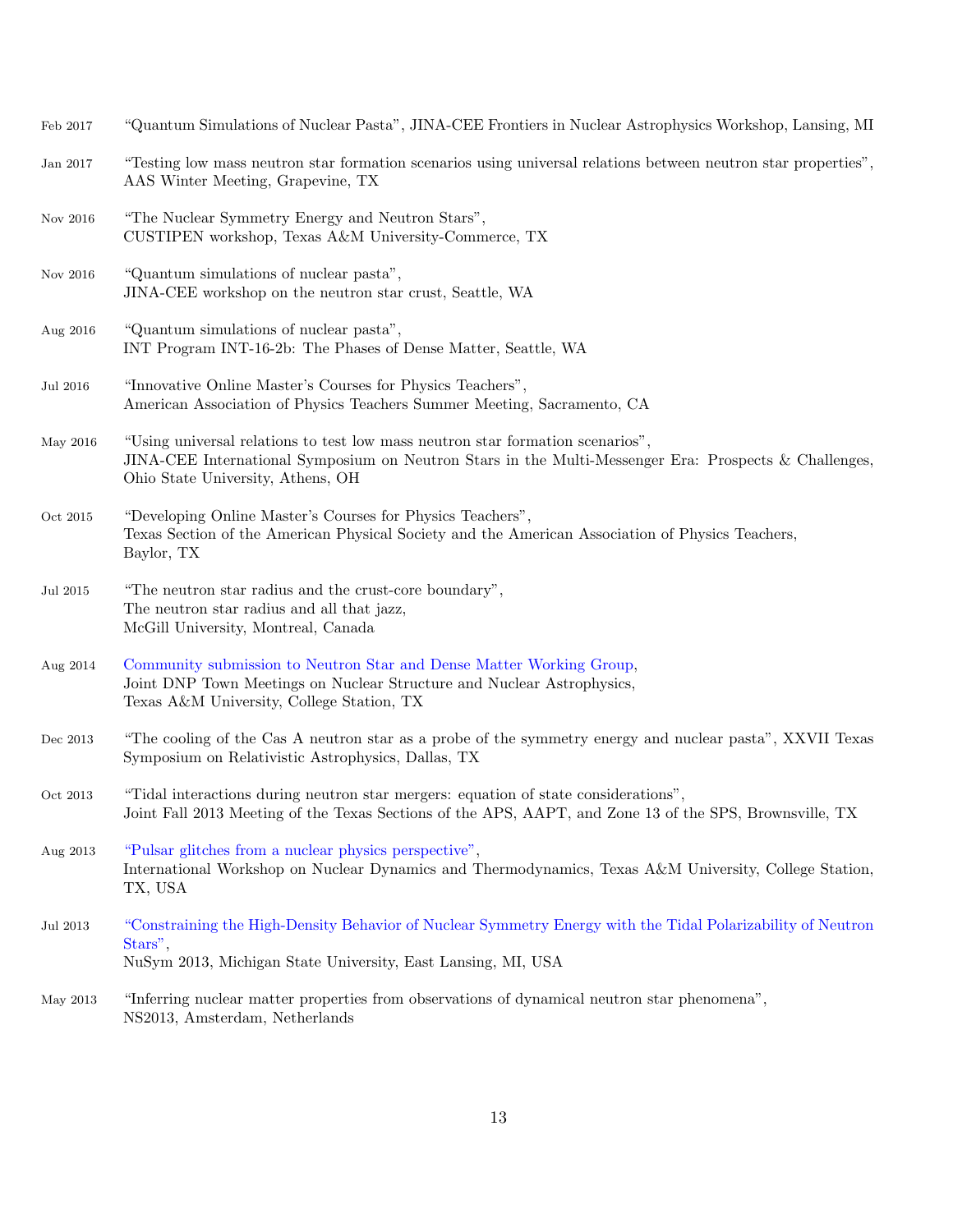Feb 2017 "Quantum Simulations of Nuclear Pasta", JINA-CEE Frontiers in Nuclear Astrophysics Workshop, Lansing, MI

Jan 2017 "Testing low mass neutron star formation scenarios using universal relations between neutron star properties", AAS Winter Meeting, Grapevine, TX

Nov 2016 "The Nuclear Symmetry Energy and Neutron Stars", CUSTIPEN workshop, Texas A&M University-Commerce, TX

Nov 2016 "Quantum simulations of nuclear pasta", JINA-CEE workshop on the neutron star crust, Seattle, WA

Aug 2016 "Quantum simulations of nuclear pasta", INT Program INT-16-2b: The Phases of Dense Matter, Seattle, WA

Jul 2016 "Innovative Online Master's Courses for Physics Teachers", American Association of Physics Teachers Summer Meeting, Sacramento, CA

May 2016 "Using universal relations to test low mass neutron star formation scenarios", JINA-CEE International Symposium on Neutron Stars in the Multi-Messenger Era: Prospects & Challenges, Ohio State University, Athens, OH

Oct 2015 "Developing Online Master's Courses for Physics Teachers", Texas Section of the American Physical Society and the American Association of Physics Teachers, Baylor, TX

Jul 2015 "The neutron star radius and the crust-core boundary", The neutron star radius and all that jazz, McGill University, Montreal, Canada

Aug 2014 Community submission to Neutron Star and Dense Matter Working Group, Joint DNP Town Meetings on Nuclear Structure and Nuclear Astrophysics, Texas A&M University, College Station, TX

Dec 2013 "The cooling of the Cas A neutron star as a probe of the symmetry energy and nuclear pasta", XXVII Texas Symposium on Relativistic Astrophysics, Dallas, TX

Oct 2013 "Tidal interactions during neutron star mergers: equation of state considerations", Joint Fall 2013 Meeting of the Texas Sections of the APS, AAPT, and Zone 13 of the SPS, Brownsville, TX

Aug 2013 "Pulsar glitches from a nuclear physics perspective", International Workshop on Nuclear Dynamics and Thermodynamics, Texas A&M University, College Station, TX, USA

Jul 2013 "Constraining the High-Density Behavior of Nuclear Symmetry Energy with the Tidal Polarizability of Neutron Stars", NuSym 2013, Michigan State University, East Lansing, MI, USA

May 2013 "Inferring nuclear matter properties from observations of dynamical neutron star phenomena", NS2013, Amsterdam, Netherlands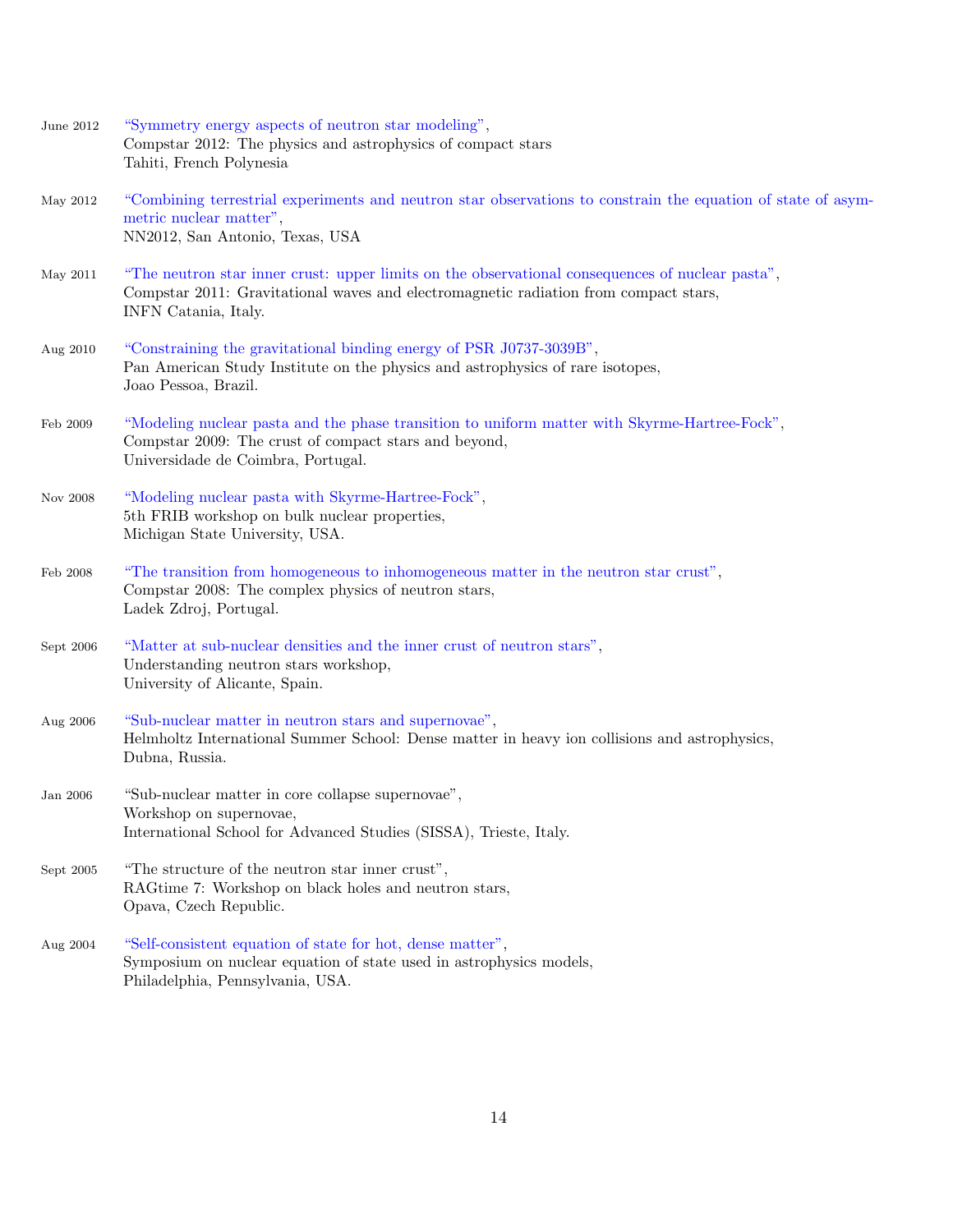June 2012 “Symmetry energy aspects of neutron star modeling”,
Compstar 2012: The physics and astrophysics of compact stars
Tahiti, French Polynesia

May 2012 “Combining terrestrial experiments and neutron star observations to constrain the equation of state of asymmetric nuclear matter”,
NN2012, San Antonio, Texas, USA

May 2011 “The neutron star inner crust: upper limits on the observational consequences of nuclear pasta”,
Compstar 2011: Gravitational waves and electromagnetic radiation from compact stars,
INFN Catania, Italy.

Aug 2010 “Constraining the gravitational binding energy of PSR J0737-3039B”,
Pan American Study Institute on the physics and astrophysics of rare isotopes,
Joao Pessoa, Brazil.

Feb 2009 “Modeling nuclear pasta and the phase transition to uniform matter with Skyrme-Hartree-Fock”,
Compstar 2009: The crust of compact stars and beyond,
Universidade de Coimbra, Portugal.

Nov 2008 “Modeling nuclear pasta with Skyrme-Hartree-Fock”,
5th FRIB workshop on bulk nuclear properties,
Michigan State University, USA.

Feb 2008 “The transition from homogeneous to inhomogeneous matter in the neutron star crust”,
Compstar 2008: The complex physics of neutron stars,
Ladek Zdroj, Portugal.

Sept 2006 “Matter at sub-nuclear densities and the inner crust of neutron stars”,
Understanding neutron stars workshop,
University of Alicante, Spain.

Aug 2006 “Sub-nuclear matter in neutron stars and supernovae”,
Helmholtz International Summer School: Dense matter in heavy ion collisions and astrophysics,
Dubna, Russia.

Jan 2006 “Sub-nuclear matter in core collapse supernovae”,
Workshop on supernovae,
International School for Advanced Studies (SISSA), Trieste, Italy.

Sept 2005 “The structure of the neutron star inner crust”,
RAGtime 7: Workshop on black holes and neutron stars,
Opava, Czech Republic.

Aug 2004 “Self-consistent equation of state for hot, dense matter”,
Symposium on nuclear equation of state used in astrophysics models,
Philadelphia, Pennsylvania, USA.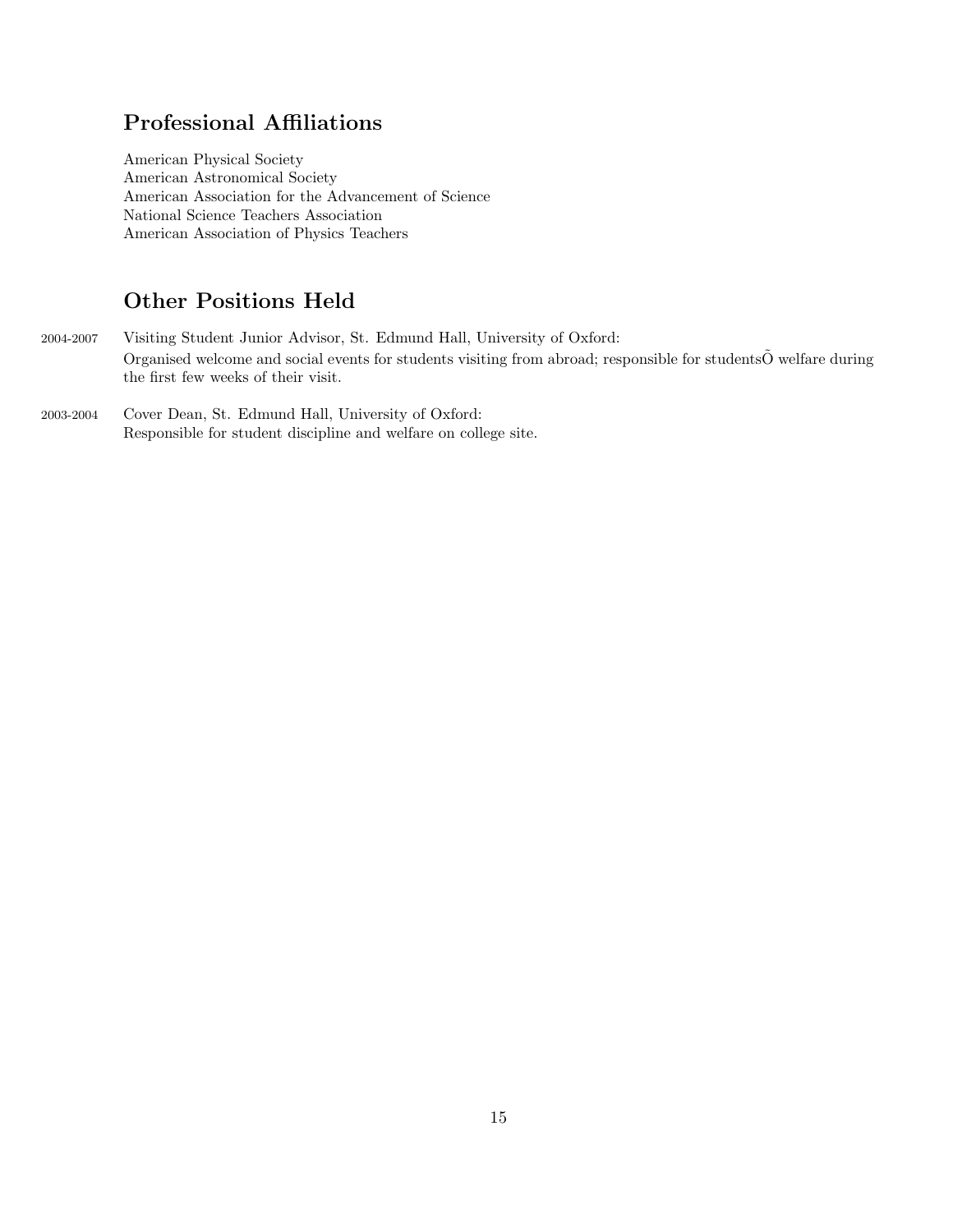## Professional Affiliations

American Physical Society
American Astronomical Society
American Association for the Advancement of Science
National Science Teachers Association
American Association of Physics Teachers

## Other Positions Held

2004-2007 Visiting Student Junior Advisor, St. Edmund Hall, University of Oxford:
Organised welcome and social events for students visiting from abroad; responsible for studentsÕ welfare during the first few weeks of their visit.

2003-2004 Cover Dean, St. Edmund Hall, University of Oxford:
Responsible for student discipline and welfare on college site.